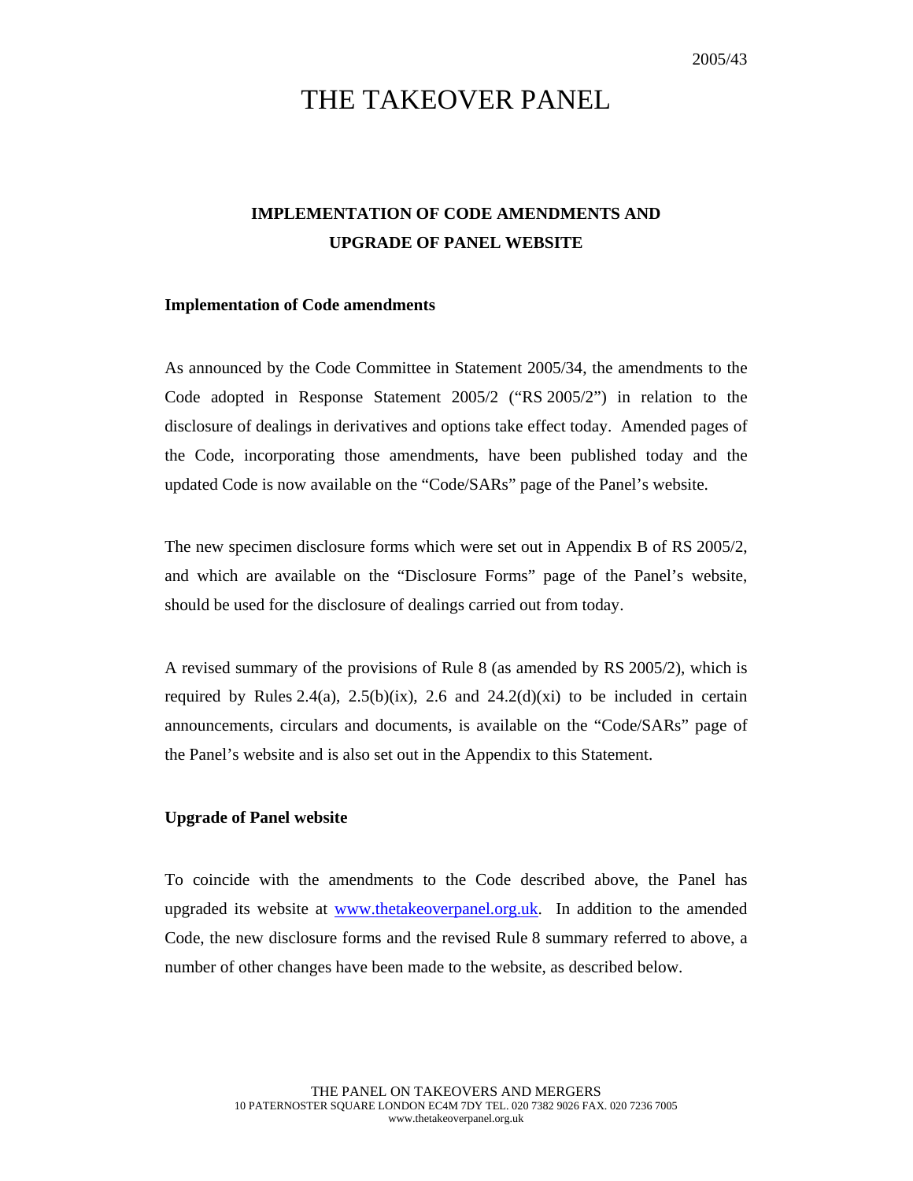2005/43

# THE TAKEOVER PANEL

## IMPLEMENTATION OF CODE AMENDMENTS AND UPGRADE OF PANEL WEBSITE

### Implementation of Code amendments

As announced by the Code Committee in Statement 2005/34, the amendments to the Code adopted in Response Statement 2005/2 ("RS 2005/2") in relation to the disclosure of dealings in derivatives and options take effect today. Amended pages of the Code, incorporating those amendments, have been published today and the updated Code is now available on the "Code/SARs" page of the Panel's website.

The new specimen disclosure forms which were set out in Appendix B of RS 2005/2, and which are available on the "Disclosure Forms" page of the Panel's website, should be used for the disclosure of dealings carried out from today.

A revised summary of the provisions of Rule 8 (as amended by RS 2005/2), which is required by Rules 2.4(a), 2.5(b)(ix), 2.6 and 24.2(d)(xi) to be included in certain announcements, circulars and documents, is available on the "Code/SARs" page of the Panel's website and is also set out in the Appendix to this Statement.

### Upgrade of Panel website

To coincide with the amendments to the Code described above, the Panel has upgraded its website at www.thetakeoverpanel.org.uk. In addition to the amended Code, the new disclosure forms and the revised Rule 8 summary referred to above, a number of other changes have been made to the website, as described below.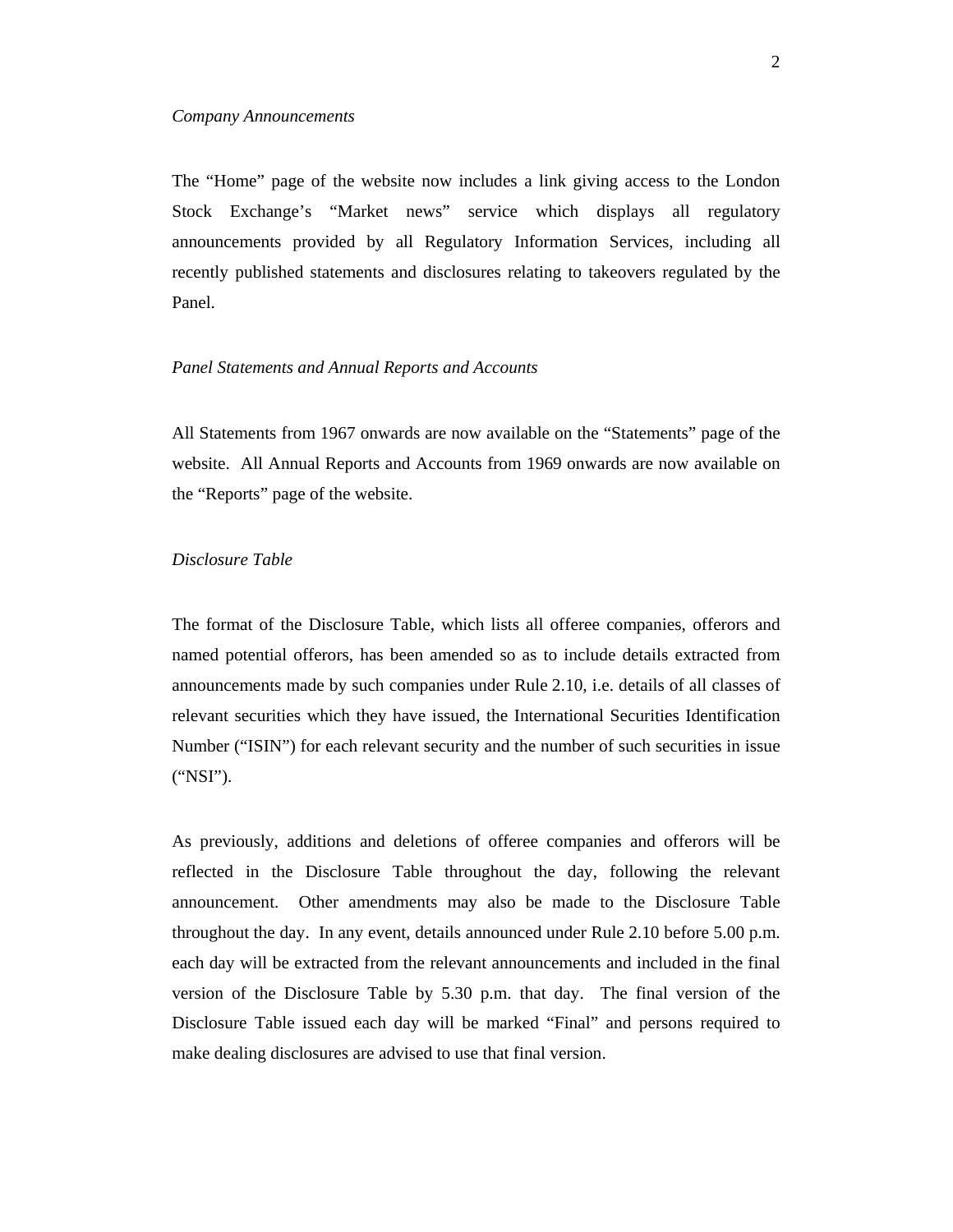*Company Announcements*

The "Home" page of the website now includes a link giving access to the London Stock Exchange's "Market news" service which displays all regulatory announcements provided by all Regulatory Information Services, including all recently published statements and disclosures relating to takeovers regulated by the Panel.

*Panel Statements and Annual Reports and Accounts*

All Statements from 1967 onwards are now available on the "Statements" page of the website. All Annual Reports and Accounts from 1969 onwards are now available on the "Reports" page of the website.

*Disclosure Table*

The format of the Disclosure Table, which lists all offeree companies, offerors and named potential offerors, has been amended so as to include details extracted from announcements made by such companies under Rule 2.10, i.e. details of all classes of relevant securities which they have issued, the International Securities Identification Number ("ISIN") for each relevant security and the number of such securities in issue ("NSI").

As previously, additions and deletions of offeree companies and offerors will be reflected in the Disclosure Table throughout the day, following the relevant announcement. Other amendments may also be made to the Disclosure Table throughout the day. In any event, details announced under Rule 2.10 before 5.00 p.m. each day will be extracted from the relevant announcements and included in the final version of the Disclosure Table by 5.30 p.m. that day. The final version of the Disclosure Table issued each day will be marked "Final" and persons required to make dealing disclosures are advised to use that final version.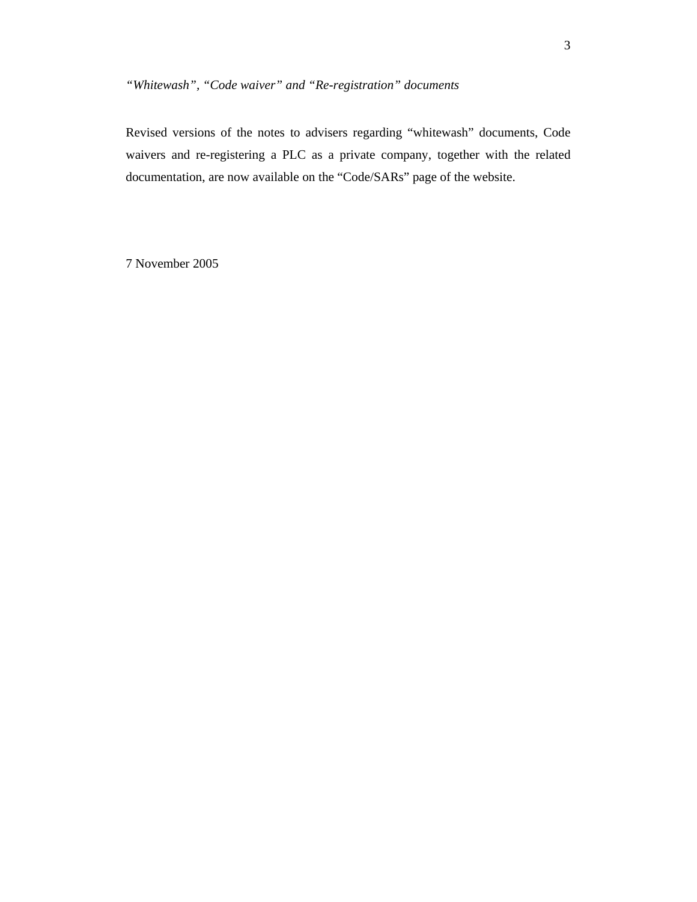*“Whitewash”, “Code waiver” and “Re-registration” documents*

Revised versions of the notes to advisers regarding “whitewash” documents, Code waivers and re-registering a PLC as a private company, together with the related documentation, are now available on the “Code/SARs” page of the website.

7 November 2005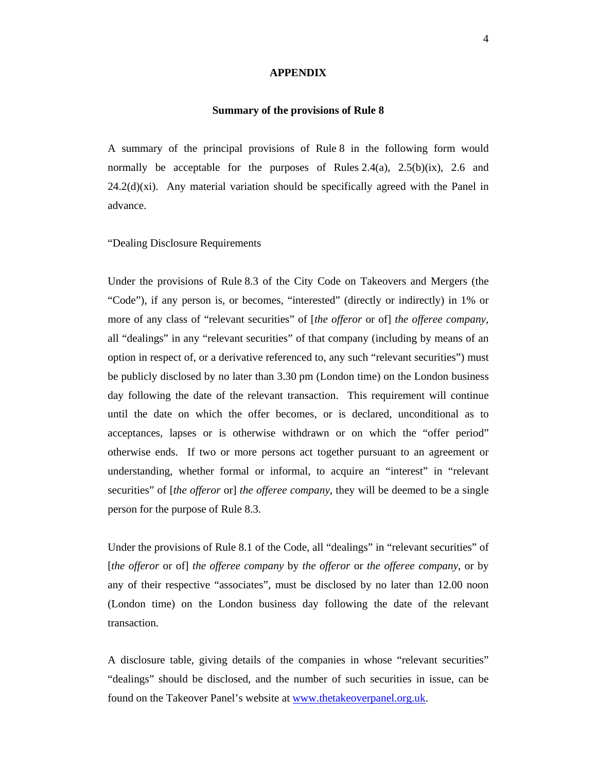## APPENDIX

### Summary of the provisions of Rule 8

A summary of the principal provisions of Rule 8 in the following form would normally be acceptable for the purposes of Rules 2.4(a), 2.5(b)(ix), 2.6 and 24.2(d)(xi). Any material variation should be specifically agreed with the Panel in advance.

"Dealing Disclosure Requirements

Under the provisions of Rule 8.3 of the City Code on Takeovers and Mergers (the "Code"), if any person is, or becomes, "interested" (directly or indirectly) in 1% or more of any class of "relevant securities" of [*the offeror* or of] *the offeree company*, all "dealings" in any "relevant securities" of that company (including by means of an option in respect of, or a derivative referenced to, any such "relevant securities") must be publicly disclosed by no later than 3.30 pm (London time) on the London business day following the date of the relevant transaction. This requirement will continue until the date on which the offer becomes, or is declared, unconditional as to acceptances, lapses or is otherwise withdrawn or on which the "offer period" otherwise ends. If two or more persons act together pursuant to an agreement or understanding, whether formal or informal, to acquire an "interest" in "relevant securities" of [*the offeror* or] *the offeree company*, they will be deemed to be a single person for the purpose of Rule 8.3.

Under the provisions of Rule 8.1 of the Code, all "dealings" in "relevant securities" of [*the offeror* or of] *the offeree company* by *the offeror* or *the offeree company*, or by any of their respective "associates", must be disclosed by no later than 12.00 noon (London time) on the London business day following the date of the relevant transaction.

A disclosure table, giving details of the companies in whose "relevant securities" "dealings" should be disclosed, and the number of such securities in issue, can be found on the Takeover Panel's website at [www.thetakeoverpanel.org.uk](http://www.thetakeoverpanel.org.uk).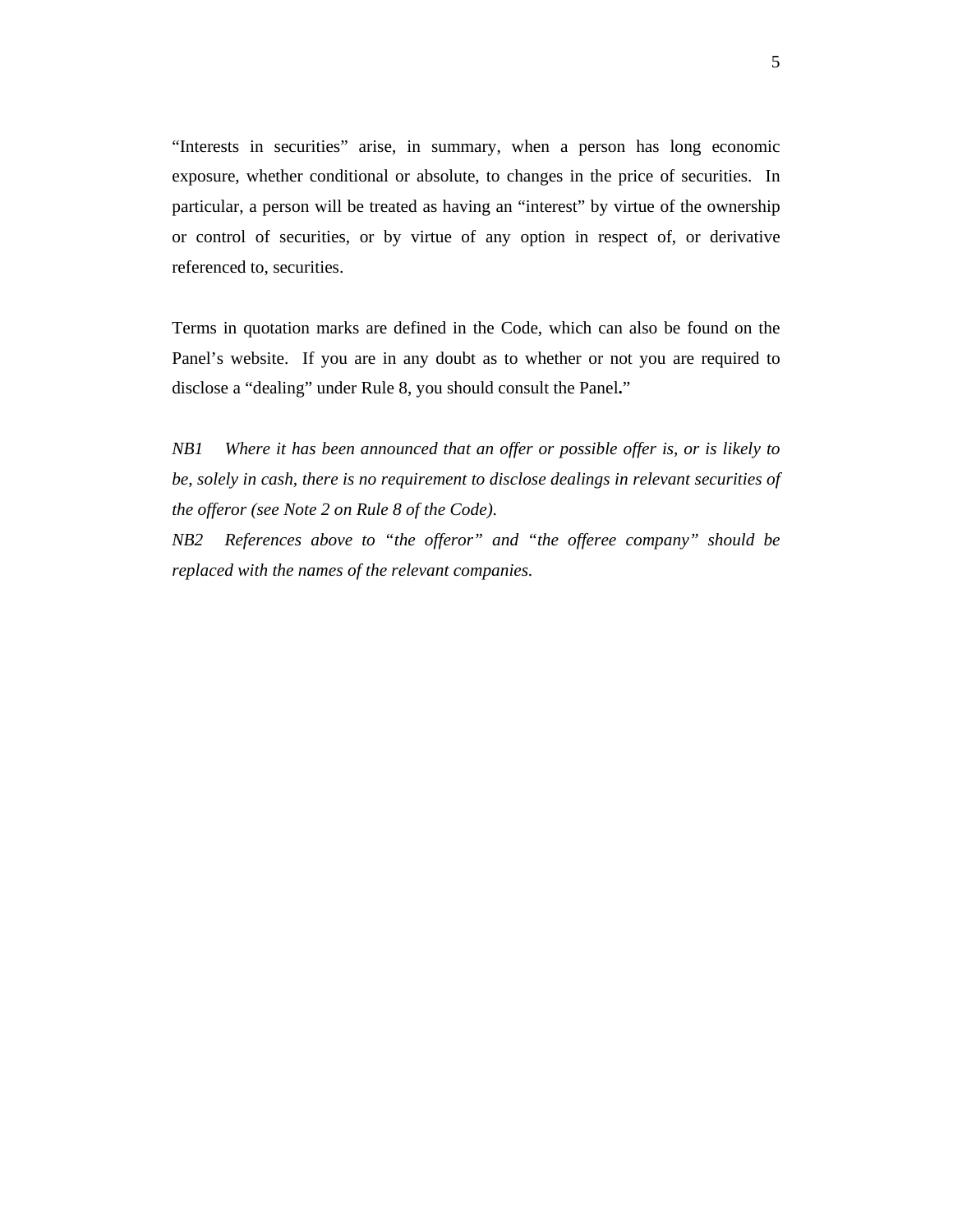“Interests in securities” arise, in summary, when a person has long economic exposure, whether conditional or absolute, to changes in the price of securities. In particular, a person will be treated as having an “interest” by virtue of the ownership or control of securities, or by virtue of any option in respect of, or derivative referenced to, securities.

Terms in quotation marks are defined in the Code, which can also be found on the Panel’s website. If you are in any doubt as to whether or not you are required to disclose a “dealing” under Rule 8, you should consult the Panel**.**”

*NB1 Where it has been announced that an offer or possible offer is, or is likely to be, solely in cash, there is no requirement to disclose dealings in relevant securities of the offeror (see Note 2 on Rule 8 of the Code).*

*NB2 References above to “the offeror” and “the offeree company” should be replaced with the names of the relevant companies.*